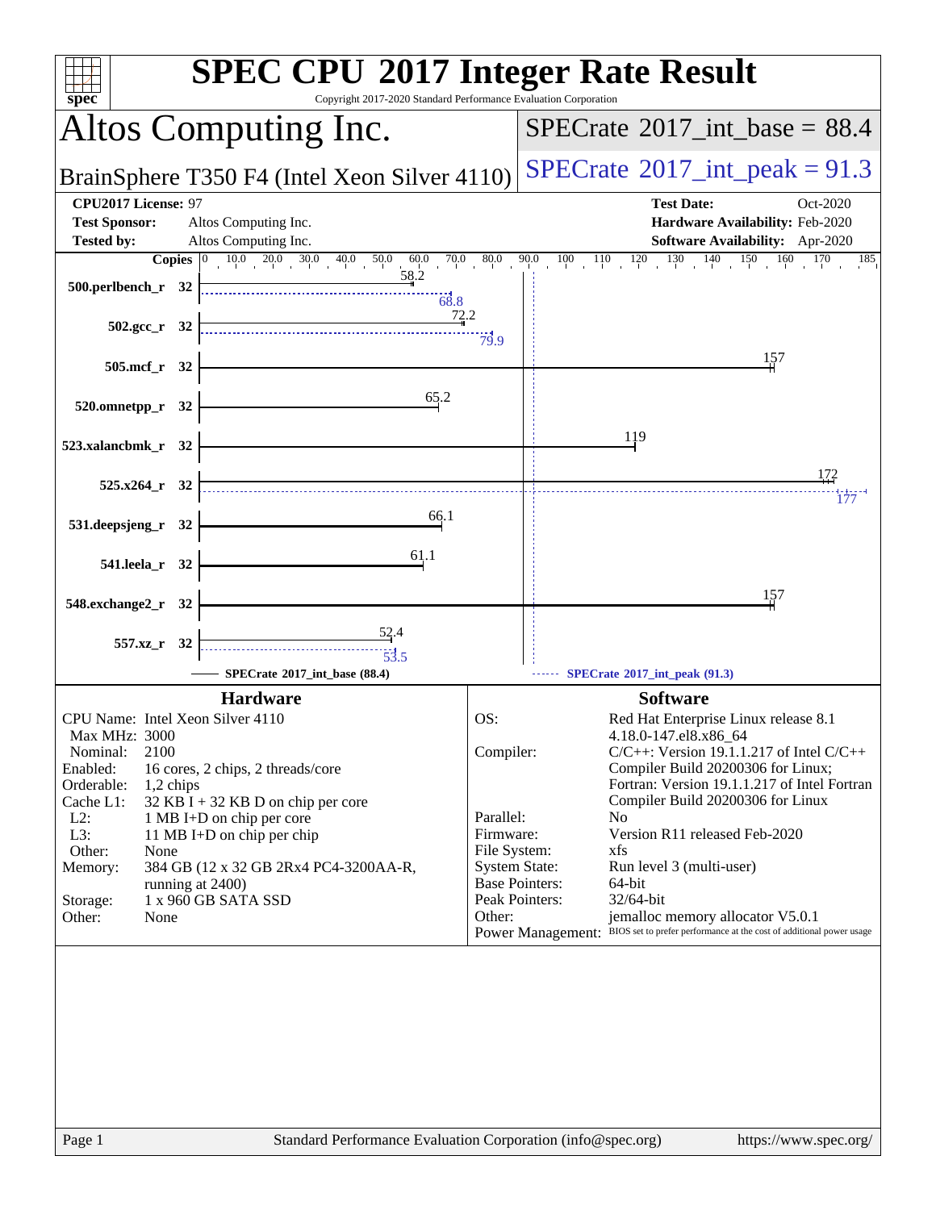# SPEC CPU 2017 Integer Rate Result

Copyright 2017-2020 Standard Performance Evaluation Corporation

## Altos Computing Inc.

**BrainSphere T350 F4 (Intel Xeon Silver 4110)**

SPECrate 2017_int_base = 88.4

SPECrate 2017_int_peak = 91.3

**CPU2017 License:** 97
**Test Sponsor:** Altos Computing Inc.
**Tested by:** Altos Computing Inc.
**Test Date:** Oct-2020
**Hardware Availability:** Feb-2020
**Software Availability:** Apr-2020

| Benchmark | Copies | Base | Peak |
|---|---|---|---|
| 500.perlbench_r | 32 | 58.2 | 68.8 |
| 502.gcc_r | 32 | 72.2 | 79.9 |
| 505.mcf_r | 32 | 157 | |
| 520.omnetpp_r | 32 | 65.2 | |
| 523.xalancbmk_r | 32 | 119 | |
| 525.x264_r | 32 | 172 | 177 |
| 531.deepsjeng_r | 32 | 66.1 | |
| 541.leela_r | 32 | 61.1 | |
| 548.exchange2_r | 32 | 157 | |
| 557.xz_r | 32 | 52.4 | 53.5 |

SPECrate 2017_int_base (88.4) ------ SPECrate 2017_int_peak (91.3)

### Hardware

| | |
|---|---|
| CPU Name: | Intel Xeon Silver 4110 |
| Max MHz: | 3000 |
| Nominal: | 2100 |
| Enabled: | 16 cores, 2 chips, 2 threads/core |
| Orderable: | 1,2 chips |
| Cache L1: | 32 KB I + 32 KB D on chip per core |
| L2: | 1 MB I+D on chip per core |
| L3: | 11 MB I+D on chip per chip |
| Other: | None |
| Memory: | 384 GB (12 x 32 GB 2Rx4 PC4-3200AA-R, running at 2400) |
| Storage: | 1 x 960 GB SATA SSD |
| Other: | None |

### Software

| | |
|---|---|
| OS: | Red Hat Enterprise Linux release 8.1 4.18.0-147.el8.x86_64 |
| Compiler: | C/C++: Version 19.1.1.217 of Intel C/C++ Compiler Build 20200306 for Linux; Fortran: Version 19.1.1.217 of Intel Fortran Compiler Build 20200306 for Linux |
| Parallel: | No |
| Firmware: | Version R11 released Feb-2020 |
| File System: | xfs |
| System State: | Run level 3 (multi-user) |
| Base Pointers: | 64-bit |
| Peak Pointers: | 32/64-bit |
| Other: | jemalloc memory allocator V5.0.1 |
| Power Management: | BIOS set to prefer performance at the cost of additional power usage |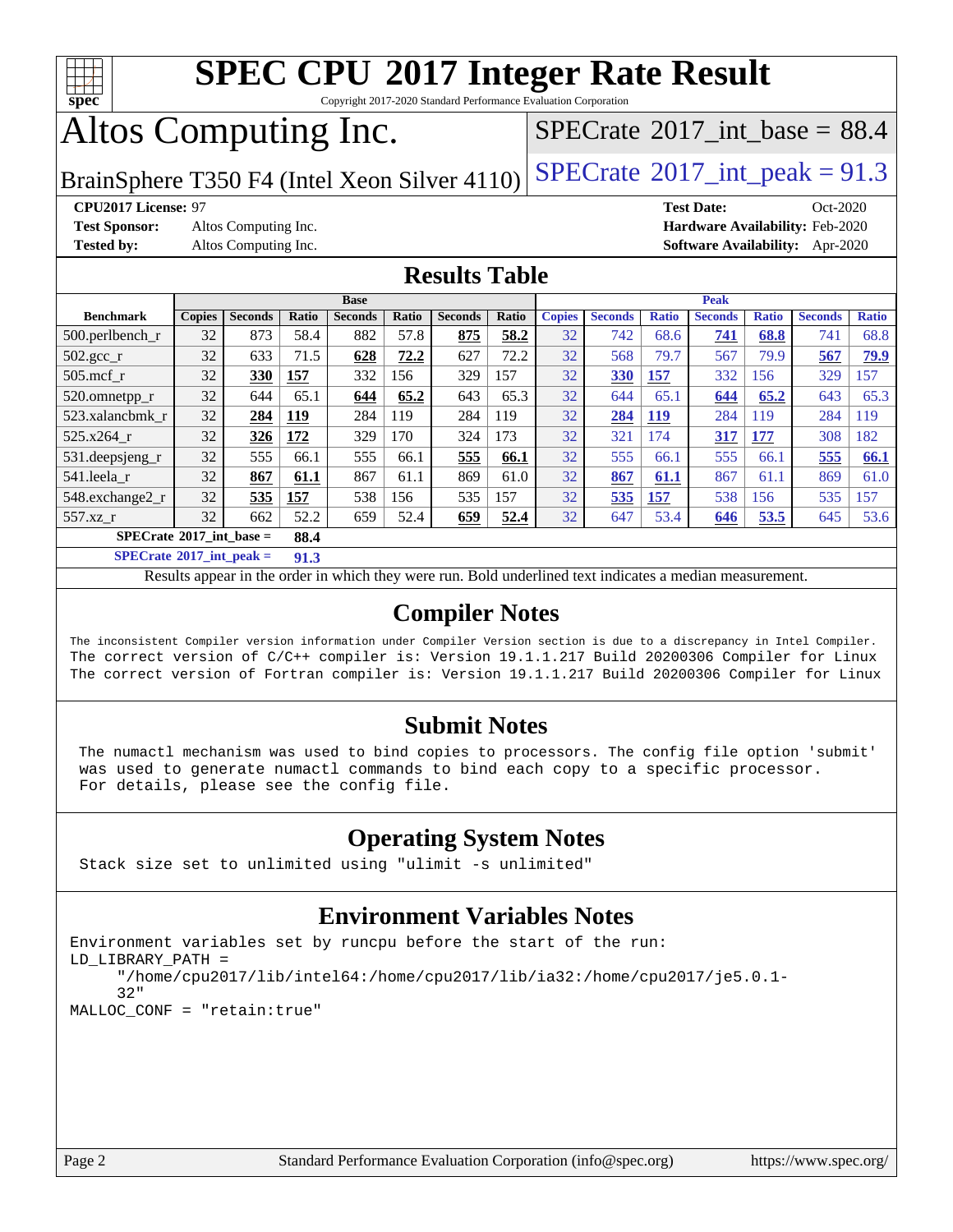# SPEC CPU 2017 Integer Rate Result

Copyright 2017-2020 Standard Performance Evaluation Corporation

# Altos Computing Inc.

BrainSphere T350 F4 (Intel Xeon Silver 4110)

SPECrate 2017_int_base = 88.4

SPECrate 2017_int_peak = 91.3

**CPU2017 License:** 97
**Test Sponsor:** Altos Computing Inc.
**Tested by:** Altos Computing Inc.

**Test Date:** Oct-2020
**Hardware Availability:** Feb-2020
**Software Availability:** Apr-2020

## Results Table

| | Base | | | | | | | Peak | | | | | | |
|---|---|---|---|---|---|---|---|---|---|---|---|---|---|---|
| **Benchmark** | **Copies** | **Seconds** | **Ratio** | **Seconds** | **Ratio** | **Seconds** | **Ratio** | **Copies** | **Seconds** | **Ratio** | **Seconds** | **Ratio** | **Seconds** | **Ratio** |
| 500.perlbench_r | 32 | 873 | 58.4 | 882 | 57.8 | **875** | **58.2** | 32 | 742 | 68.6 | **741** | **68.8** | 741 | 68.8 |
| 502.gcc_r | 32 | 633 | 71.5 | **628** | **72.2** | 627 | 72.2 | 32 | 568 | 79.7 | 567 | 79.9 | **567** | **79.9** |
| 505.mcf_r | 32 | **330** | **157** | 332 | 156 | 329 | 157 | 32 | **330** | **157** | 332 | 156 | 329 | 157 |
| 520.omnetpp_r | 32 | 644 | 65.1 | **644** | **65.2** | 643 | 65.3 | 32 | 644 | 65.1 | **644** | **65.2** | 643 | 65.3 |
| 523.xalancbmk_r | 32 | **284** | **119** | 284 | 119 | 284 | 119 | 32 | **284** | **119** | 284 | 119 | 284 | 119 |
| 525.x264_r | 32 | **326** | **172** | 329 | 170 | 324 | 173 | 32 | 321 | 174 | **317** | **177** | 308 | 182 |
| 531.deepsjeng_r | 32 | 555 | 66.1 | 555 | 66.1 | **555** | **66.1** | 32 | 555 | 66.1 | 555 | 66.1 | **555** | **66.1** |
| 541.leela_r | 32 | **867** | **61.1** | 867 | 61.1 | 869 | 61.0 | 32 | **867** | **61.1** | 867 | 61.1 | 869 | 61.0 |
| 548.exchange2_r | 32 | **535** | **157** | 538 | 156 | 535 | 157 | 32 | **535** | **157** | 538 | 156 | 535 | 157 |
| 557.xz_r | 32 | 662 | 52.2 | 659 | 52.4 | **659** | **52.4** | 32 | 647 | 53.4 | **646** | **53.5** | 645 | 53.6 |
| **SPECrate 2017_int_base =** | | **88.4** | | | | | | | | | | | | |
| **SPECrate 2017_int_peak =** | | **91.3** | | | | | | | | | | | | |

Results appear in the order in which they were run. Bold underlined text indicates a median measurement.

## Compiler Notes

```
The inconsistent Compiler version information under Compiler Version section is due to a discrepancy in Intel Compiler.
The correct version of C/C++ compiler is: Version 19.1.1.217 Build 20200306 Compiler for Linux
The correct version of Fortran compiler is: Version 19.1.1.217 Build 20200306 Compiler for Linux
```

## Submit Notes

```
The numactl mechanism was used to bind copies to processors. The config file option 'submit'
was used to generate numactl commands to bind each copy to a specific processor.
For details, please see the config file.
```

## Operating System Notes

```
Stack size set to unlimited using "ulimit -s unlimited"
```

## Environment Variables Notes

```
Environment variables set by runcpu before the start of the run:
LD_LIBRARY_PATH =
     "/home/cpu2017/lib/intel64:/home/cpu2017/lib/ia32:/home/cpu2017/je5.0.1-
     32"
MALLOC_CONF = "retain:true"
```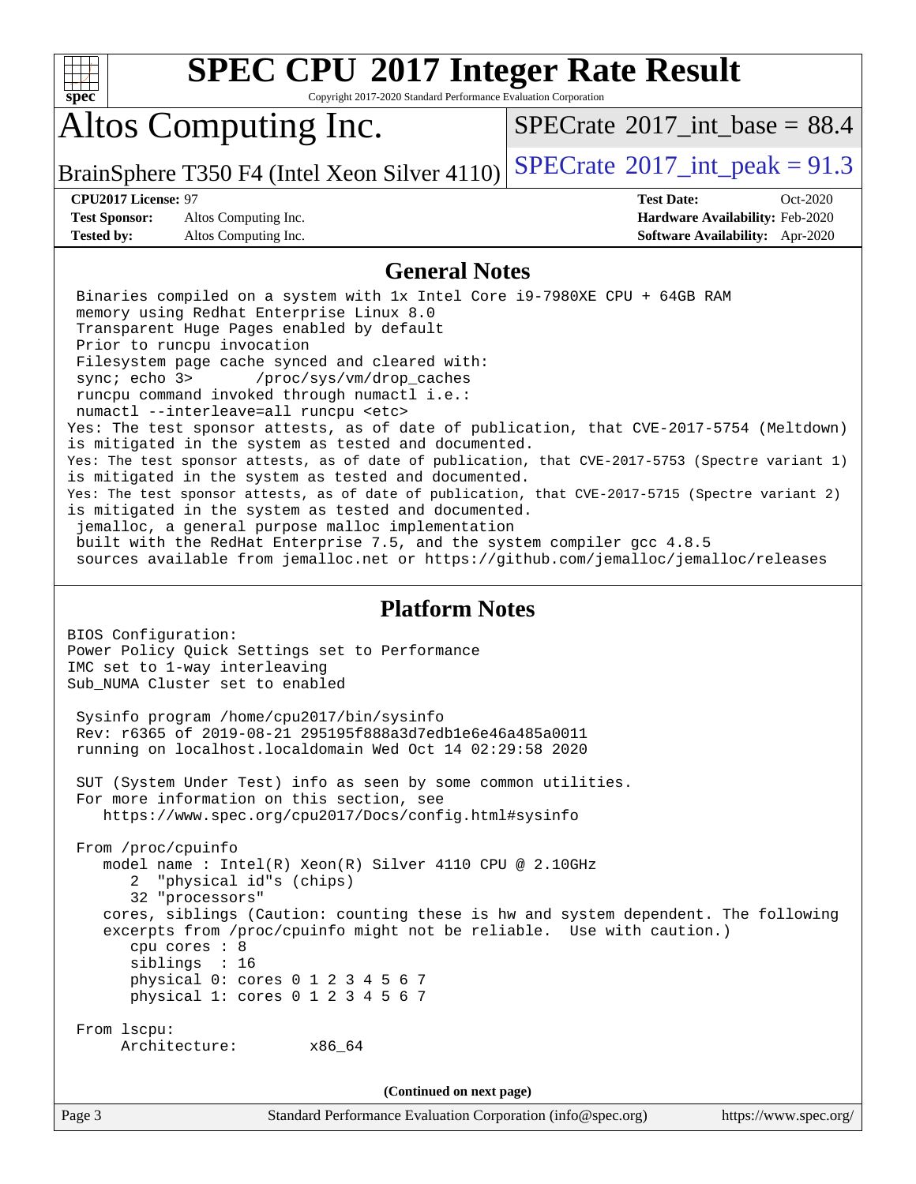# SPEC CPU 2017 Integer Rate Result

Copyright 2017-2020 Standard Performance Evaluation Corporation

# Altos Computing Inc.

BrainSphere T350 F4 (Intel Xeon Silver 4110)

SPECrate 2017_int_base = 88.4

SPECrate 2017_int_peak = 91.3

| | | | |
|---|---|---|---|
| **CPU2017 License:** | 97 | **Test Date:** | Oct-2020 |
| **Test Sponsor:** | Altos Computing Inc. | **Hardware Availability:** | Feb-2020 |
| **Tested by:** | Altos Computing Inc. | **Software Availability:** | Apr-2020 |

## General Notes

```
 Binaries compiled on a system with 1x Intel Core i9-7980XE CPU + 64GB RAM
 memory using Redhat Enterprise Linux 8.0
 Transparent Huge Pages enabled by default
 Prior to runcpu invocation
 Filesystem page cache synced and cleared with:
 sync; echo 3>       /proc/sys/vm/drop_caches
 runcpu command invoked through numactl i.e.:
 numactl --interleave=all runcpu <etc>
Yes: The test sponsor attests, as of date of publication, that CVE-2017-5754 (Meltdown)
is mitigated in the system as tested and documented.
Yes: The test sponsor attests, as of date of publication, that CVE-2017-5753 (Spectre variant 1)
is mitigated in the system as tested and documented.
Yes: The test sponsor attests, as of date of publication, that CVE-2017-5715 (Spectre variant 2)
is mitigated in the system as tested and documented.
 jemalloc, a general purpose malloc implementation
 built with the RedHat Enterprise 7.5, and the system compiler gcc 4.8.5
 sources available from jemalloc.net or https://github.com/jemalloc/jemalloc/releases
```

## Platform Notes

```
BIOS Configuration:
Power Policy Quick Settings set to Performance
IMC set to 1-way interleaving
Sub_NUMA Cluster set to enabled

 Sysinfo program /home/cpu2017/bin/sysinfo
 Rev: r6365 of 2019-08-21 295195f888a3d7edb1e6e46a485a0011
 running on localhost.localdomain Wed Oct 14 02:29:58 2020

 SUT (System Under Test) info as seen by some common utilities.
 For more information on this section, see
    https://www.spec.org/cpu2017/Docs/config.html#sysinfo

 From /proc/cpuinfo
    model name : Intel(R) Xeon(R) Silver 4110 CPU @ 2.10GHz
       2  "physical id"s (chips)
       32 "processors"
    cores, siblings (Caution: counting these is hw and system dependent. The following
    excerpts from /proc/cpuinfo might not be reliable.  Use with caution.)
       cpu cores : 8
       siblings  : 16
       physical 0: cores 0 1 2 3 4 5 6 7
       physical 1: cores 0 1 2 3 4 5 6 7

 From lscpu:
      Architecture:        x86_64
```

**(Continued on next page)**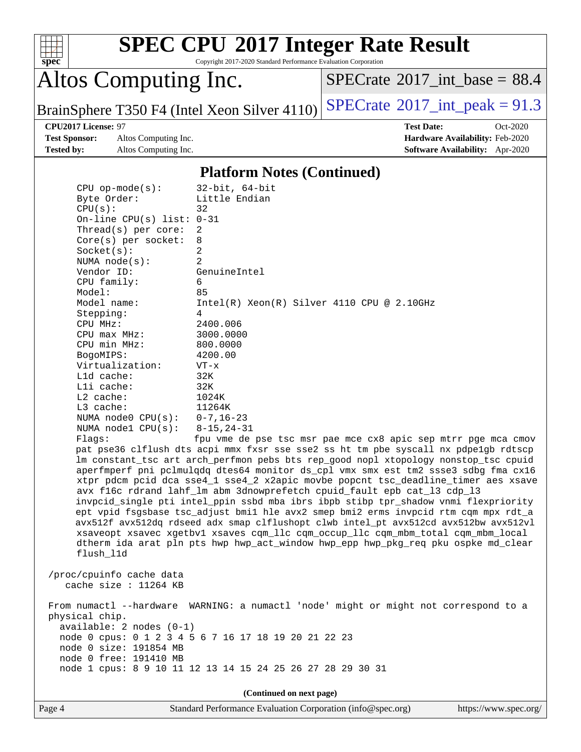## Platform Notes (Continued)

```
CPU op-mode(s):        32-bit, 64-bit
Byte Order:            Little Endian
CPU(s):                32
On-line CPU(s) list:   0-31
Thread(s) per core:    2
Core(s) per socket:    8
Socket(s):             2
NUMA node(s):          2
Vendor ID:             GenuineIntel
CPU family:            6
Model:                 85
Model name:            Intel(R) Xeon(R) Silver 4110 CPU @ 2.10GHz
Stepping:              4
CPU MHz:               2400.006
CPU max MHz:           3000.0000
CPU min MHz:           800.0000
BogoMIPS:              4200.00
Virtualization:        VT-x
L1d cache:             32K
L1i cache:             32K
L2 cache:              1024K
L3 cache:              11264K
NUMA node0 CPU(s):     0-7,16-23
NUMA node1 CPU(s):     8-15,24-31
Flags:                 fpu vme de pse tsc msr pae mce cx8 apic sep mtrr pge mca cmov
pat pse36 clflush dts acpi mmx fxsr sse sse2 ss ht tm pbe syscall nx pdpe1gb rdtscp
lm constant_tsc art arch_perfmon pebs bts rep_good nopl xtopology nonstop_tsc cpuid
aperfmperf pni pclmulqdq dtes64 monitor ds_cpl vmx smx est tm2 ssse3 sdbg fma cx16
xtpr pdcm pcid dca sse4_1 sse4_2 x2apic movbe popcnt tsc_deadline_timer aes xsave
avx f16c rdrand lahf_lm abm 3dnowprefetch cpuid_fault epb cat_l3 cdp_l3
invpcid_single pti intel_ppin ssbd mba ibrs ibpb stibp tpr_shadow vnmi flexpriority
ept vpid fsgsbase tsc_adjust bmi1 hle avx2 smep bmi2 erms invpcid rtm cqm mpx rdt_a
avx512f avx512dq rdseed adx smap clflushopt clwb intel_pt avx512cd avx512bw avx512vl
xsaveopt xsavec xgetbv1 xsaves cqm_llc cqm_occup_llc cqm_mbm_total cqm_mbm_local
dtherm ida arat pln pts hwp hwp_act_window hwp_epp hwp_pkg_req pku ospke md_clear
flush_l1d

/proc/cpuinfo cache data
   cache size : 11264 KB

From numactl --hardware  WARNING: a numactl 'node' might or might not correspond to a
physical chip.
  available: 2 nodes (0-1)
  node 0 cpus: 0 1 2 3 4 5 6 7 16 17 18 19 20 21 22 23
  node 0 size: 191854 MB
  node 0 free: 191410 MB
  node 1 cpus: 8 9 10 11 12 13 14 15 24 25 26 27 28 29 30 31
```

**(Continued on next page)**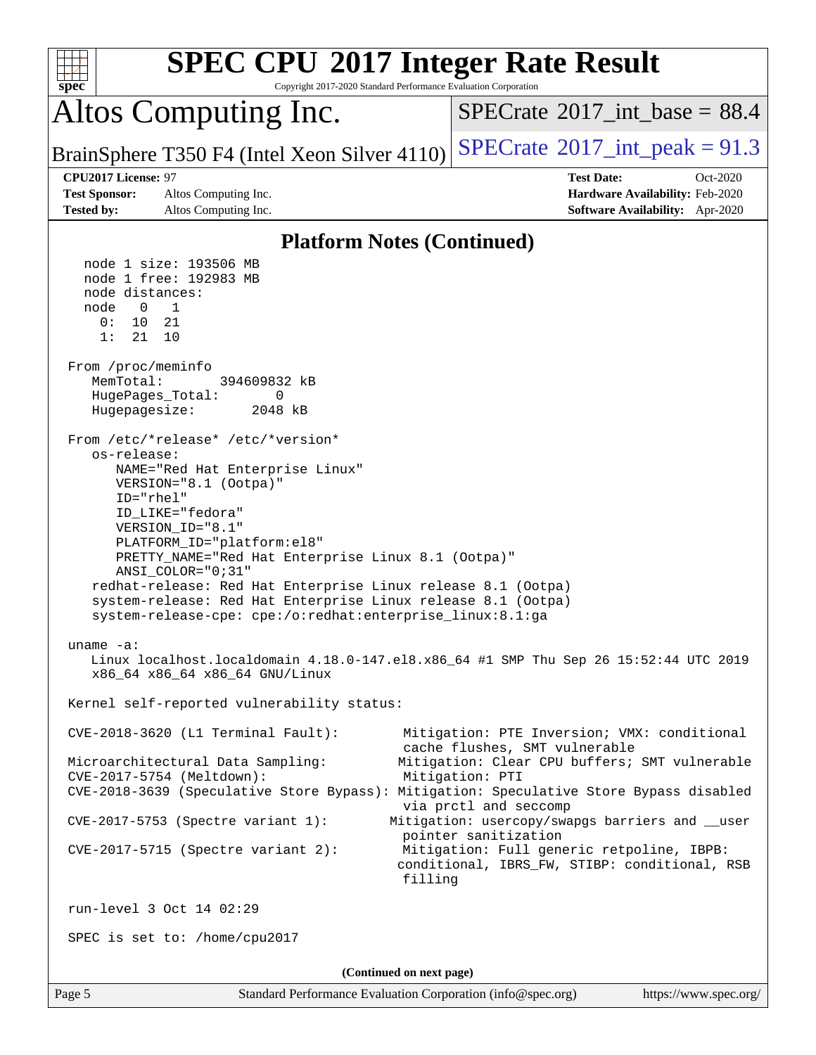## Platform Notes (Continued)

```
  node 1 size: 193506 MB
  node 1 free: 192983 MB
  node distances:
  node   0   1
    0:  10  21
    1:  21  10

From /proc/meminfo
   MemTotal:       394609832 kB
   HugePages_Total:       0
   Hugepagesize:       2048 kB

From /etc/*release* /etc/*version*
   os-release:
      NAME="Red Hat Enterprise Linux"
      VERSION="8.1 (Ootpa)"
      ID="rhel"
      ID_LIKE="fedora"
      VERSION_ID="8.1"
      PLATFORM_ID="platform:el8"
      PRETTY_NAME="Red Hat Enterprise Linux 8.1 (Ootpa)"
      ANSI_COLOR="0;31"
   redhat-release: Red Hat Enterprise Linux release 8.1 (Ootpa)
   system-release: Red Hat Enterprise Linux release 8.1 (Ootpa)
   system-release-cpe: cpe:/o:redhat:enterprise_linux:8.1:ga

uname -a:
   Linux localhost.localdomain 4.18.0-147.el8.x86_64 #1 SMP Thu Sep 26 15:52:44 UTC 2019
   x86_64 x86_64 x86_64 GNU/Linux

Kernel self-reported vulnerability status:

CVE-2018-3620 (L1 Terminal Fault):        Mitigation: PTE Inversion; VMX: conditional
                                          cache flushes, SMT vulnerable
Microarchitectural Data Sampling:         Mitigation: Clear CPU buffers; SMT vulnerable
CVE-2017-5754 (Meltdown):                 Mitigation: PTI
CVE-2018-3639 (Speculative Store Bypass): Mitigation: Speculative Store Bypass disabled
                                          via prctl and seccomp
CVE-2017-5753 (Spectre variant 1):        Mitigation: usercopy/swapgs barriers and __user
                                          pointer sanitization
CVE-2017-5715 (Spectre variant 2):        Mitigation: Full generic retpoline, IBPB:
                                          conditional, IBRS_FW, STIBP: conditional, RSB
                                          filling

run-level 3 Oct 14 02:29

SPEC is set to: /home/cpu2017
```

**(Continued on next page)**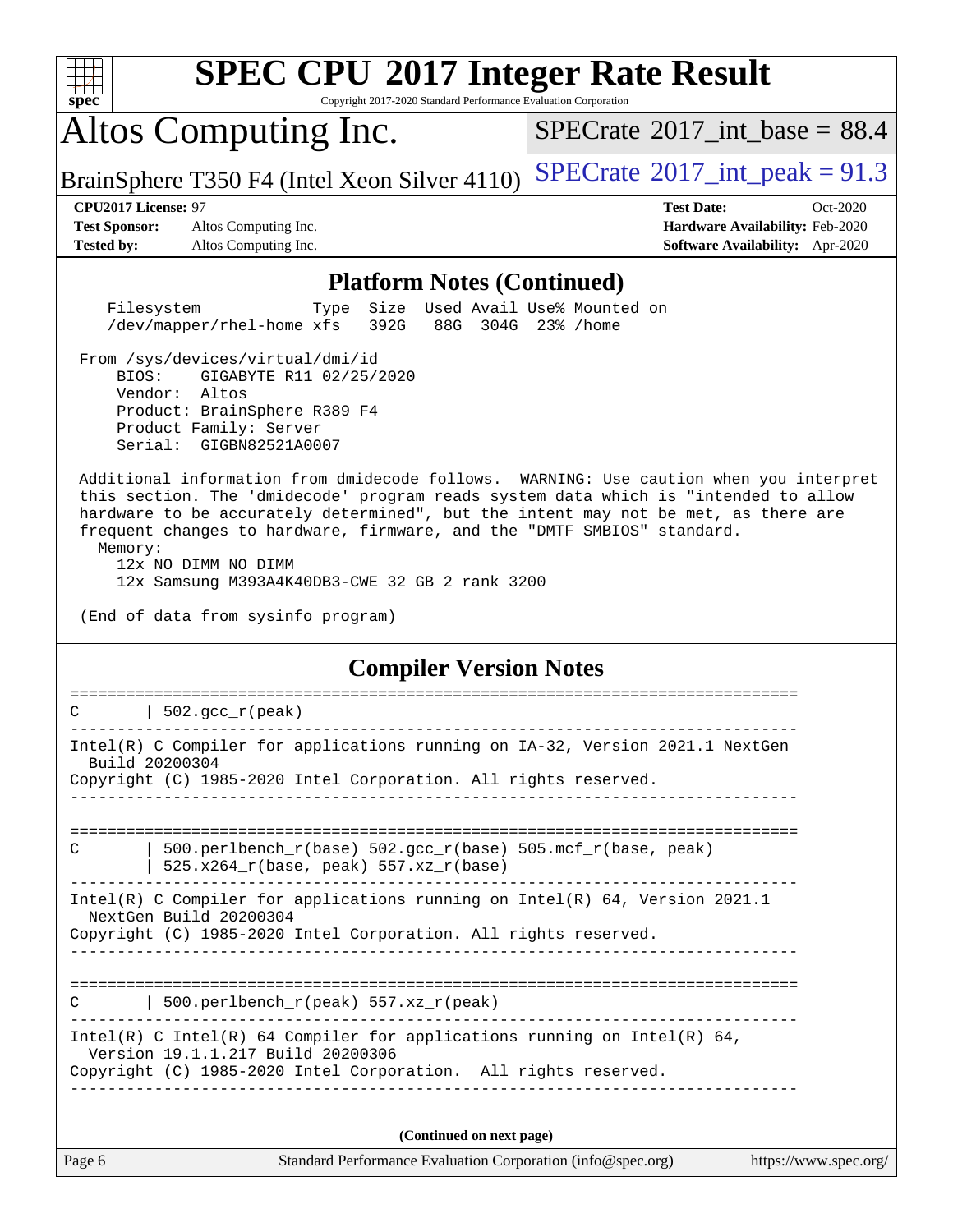## Platform Notes (Continued)

```
    Filesystem           Type  Size  Used Avail Use% Mounted on
    /dev/mapper/rhel-home xfs   392G   88G  304G  23% /home

 From /sys/devices/virtual/dmi/id
     BIOS:    GIGABYTE R11 02/25/2020
     Vendor:  Altos
     Product: BrainSphere R389 F4
     Product Family: Server
     Serial:  GIGBN82521A0007

 Additional information from dmidecode follows.  WARNING: Use caution when you interpret
 this section. The 'dmidecode' program reads system data which is "intended to allow
 hardware to be accurately determined", but the intent may not be met, as there are
 frequent changes to hardware, firmware, and the "DMTF SMBIOS" standard.
   Memory:
     12x NO DIMM NO DIMM
     12x Samsung M393A4K40DB3-CWE 32 GB 2 rank 3200

 (End of data from sysinfo program)
```

## Compiler Version Notes

```
==============================================================================
C       | 502.gcc_r(peak)
------------------------------------------------------------------------------
Intel(R) C Compiler for applications running on IA-32, Version 2021.1 NextGen
  Build 20200304
Copyright (C) 1985-2020 Intel Corporation. All rights reserved.
------------------------------------------------------------------------------

==============================================================================
C       | 500.perlbench_r(base) 502.gcc_r(base) 505.mcf_r(base, peak)
        | 525.x264_r(base, peak) 557.xz_r(base)
------------------------------------------------------------------------------
Intel(R) C Compiler for applications running on Intel(R) 64, Version 2021.1
  NextGen Build 20200304
Copyright (C) 1985-2020 Intel Corporation. All rights reserved.
------------------------------------------------------------------------------

==============================================================================
C       | 500.perlbench_r(peak) 557.xz_r(peak)
------------------------------------------------------------------------------
Intel(R) C Intel(R) 64 Compiler for applications running on Intel(R) 64,
  Version 19.1.1.217 Build 20200306
Copyright (C) 1985-2020 Intel Corporation.  All rights reserved.
------------------------------------------------------------------------------
```

(Continued on next page)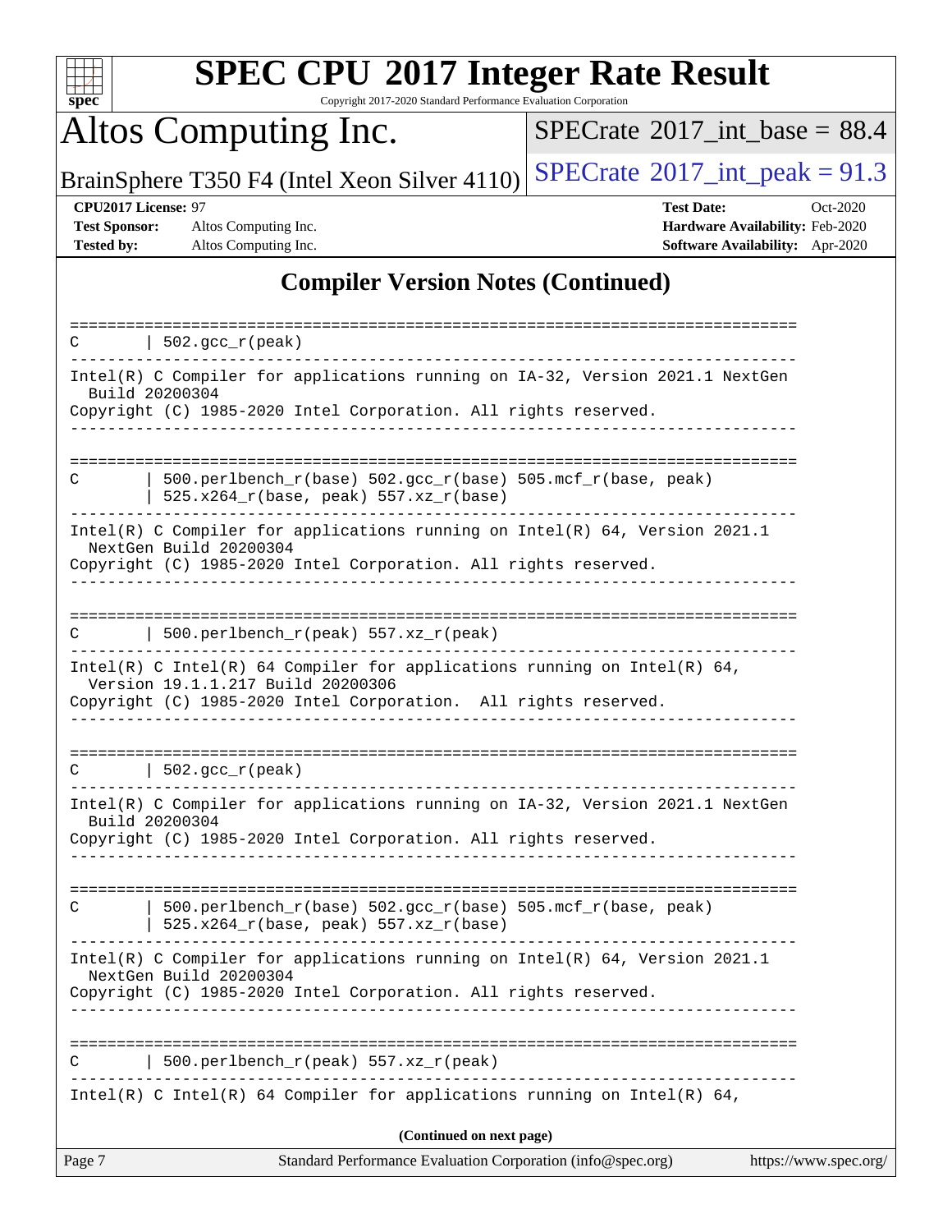## Compiler Version Notes (Continued)

```
==============================================================================
C       | 502.gcc_r(peak)
------------------------------------------------------------------------------
Intel(R) C Compiler for applications running on IA-32, Version 2021.1 NextGen
  Build 20200304
Copyright (C) 1985-2020 Intel Corporation. All rights reserved.
------------------------------------------------------------------------------

==============================================================================
C       | 500.perlbench_r(base) 502.gcc_r(base) 505.mcf_r(base, peak)
        | 525.x264_r(base, peak) 557.xz_r(base)
------------------------------------------------------------------------------
Intel(R) C Compiler for applications running on Intel(R) 64, Version 2021.1
  NextGen Build 20200304
Copyright (C) 1985-2020 Intel Corporation. All rights reserved.
------------------------------------------------------------------------------

==============================================================================
C       | 500.perlbench_r(peak) 557.xz_r(peak)
------------------------------------------------------------------------------
Intel(R) C Intel(R) 64 Compiler for applications running on Intel(R) 64,
  Version 19.1.1.217 Build 20200306
Copyright (C) 1985-2020 Intel Corporation.  All rights reserved.
------------------------------------------------------------------------------

==============================================================================
C       | 502.gcc_r(peak)
------------------------------------------------------------------------------
Intel(R) C Compiler for applications running on IA-32, Version 2021.1 NextGen
  Build 20200304
Copyright (C) 1985-2020 Intel Corporation. All rights reserved.
------------------------------------------------------------------------------

==============================================================================
C       | 500.perlbench_r(base) 502.gcc_r(base) 505.mcf_r(base, peak)
        | 525.x264_r(base, peak) 557.xz_r(base)
------------------------------------------------------------------------------
Intel(R) C Compiler for applications running on Intel(R) 64, Version 2021.1
  NextGen Build 20200304
Copyright (C) 1985-2020 Intel Corporation. All rights reserved.
------------------------------------------------------------------------------

==============================================================================
C       | 500.perlbench_r(peak) 557.xz_r(peak)
------------------------------------------------------------------------------
Intel(R) C Intel(R) 64 Compiler for applications running on Intel(R) 64,
```

(Continued on next page)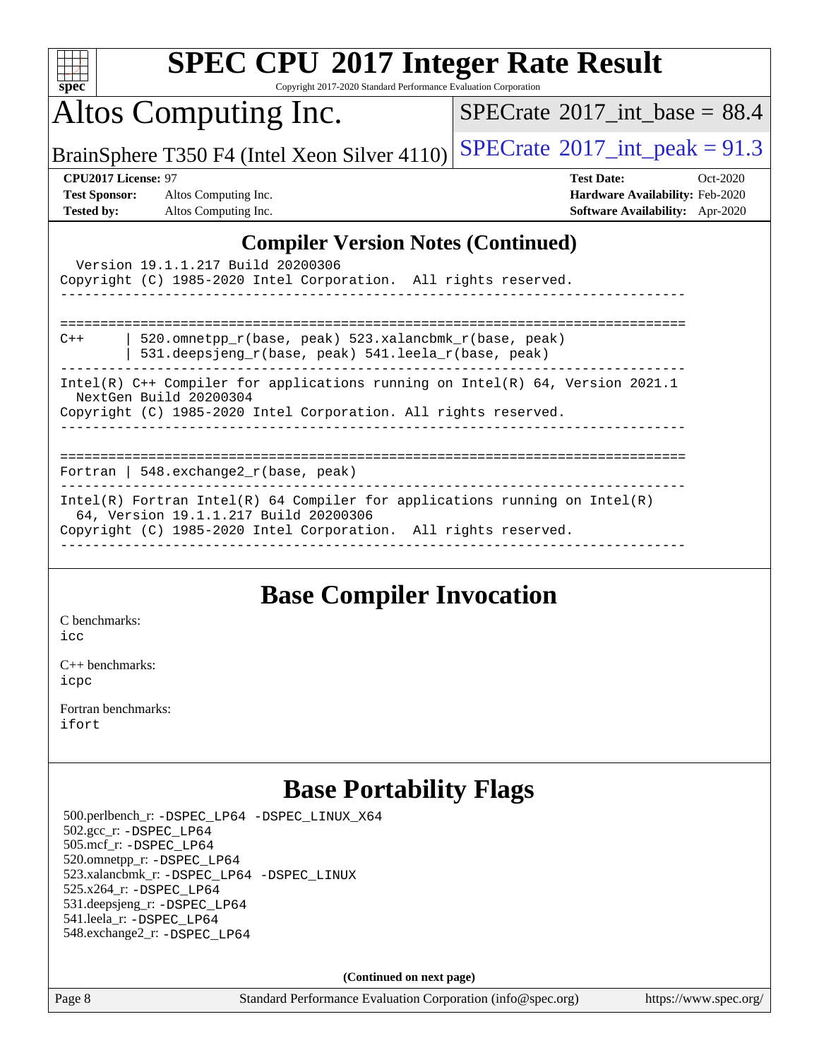## Compiler Version Notes (Continued)

```
  Version 19.1.1.217 Build 20200306
Copyright (C) 1985-2020 Intel Corporation.  All rights reserved.
------------------------------------------------------------------------------

==============================================================================
C++     | 520.omnetpp_r(base, peak) 523.xalancbmk_r(base, peak)
        | 531.deepsjeng_r(base, peak) 541.leela_r(base, peak)
------------------------------------------------------------------------------
Intel(R) C++ Compiler for applications running on Intel(R) 64, Version 2021.1
  NextGen Build 20200304
Copyright (C) 1985-2020 Intel Corporation. All rights reserved.
------------------------------------------------------------------------------

==============================================================================
Fortran | 548.exchange2_r(base, peak)
------------------------------------------------------------------------------
Intel(R) Fortran Intel(R) 64 Compiler for applications running on Intel(R)
  64, Version 19.1.1.217 Build 20200306
Copyright (C) 1985-2020 Intel Corporation.  All rights reserved.
------------------------------------------------------------------------------
```

## Base Compiler Invocation

C benchmarks:
icc

C++ benchmarks:
icpc

Fortran benchmarks:
ifort

## Base Portability Flags

500.perlbench_r: -DSPEC_LP64 -DSPEC_LINUX_X64
502.gcc_r: -DSPEC_LP64
505.mcf_r: -DSPEC_LP64
520.omnetpp_r: -DSPEC_LP64
523.xalancbmk_r: -DSPEC_LP64 -DSPEC_LINUX
525.x264_r: -DSPEC_LP64
531.deepsjeng_r: -DSPEC_LP64
541.leela_r: -DSPEC_LP64
548.exchange2_r: -DSPEC_LP64

**(Continued on next page)**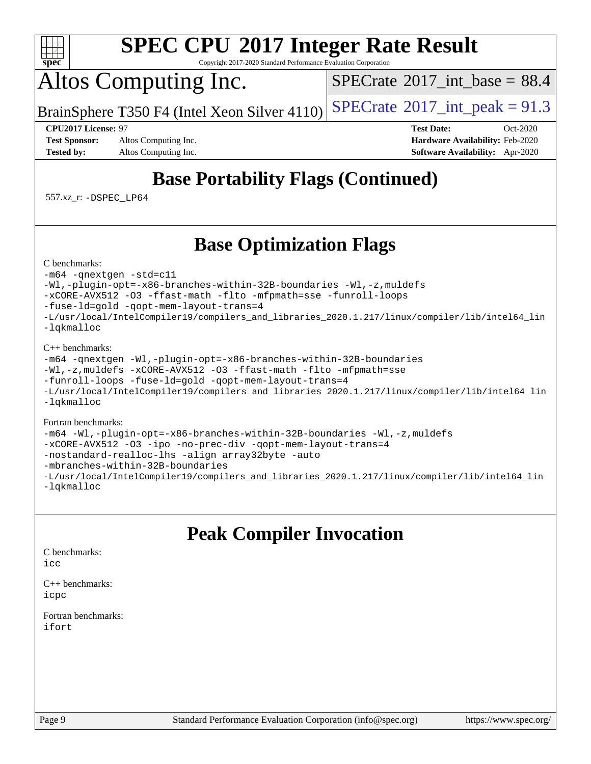# Base Portability Flags (Continued)

557.xz_r: -DSPEC_LP64

# Base Optimization Flags

C benchmarks:

```
-m64 -qnextgen -std=c11
-Wl,-plugin-opt=-x86-branches-within-32B-boundaries -Wl,-z,muldefs
-xCORE-AVX512 -O3 -ffast-math -flto -mfpmath=sse -funroll-loops
-fuse-ld=gold -qopt-mem-layout-trans=4
-L/usr/local/IntelCompiler19/compilers_and_libraries_2020.1.217/linux/compiler/lib/intel64_lin
-lqkmalloc
```

C++ benchmarks:

```
-m64 -qnextgen -Wl,-plugin-opt=-x86-branches-within-32B-boundaries
-Wl,-z,muldefs -xCORE-AVX512 -O3 -ffast-math -flto -mfpmath=sse
-funroll-loops -fuse-ld=gold -qopt-mem-layout-trans=4
-L/usr/local/IntelCompiler19/compilers_and_libraries_2020.1.217/linux/compiler/lib/intel64_lin
-lqkmalloc
```

Fortran benchmarks:

```
-m64 -Wl,-plugin-opt=-x86-branches-within-32B-boundaries -Wl,-z,muldefs
-xCORE-AVX512 -O3 -ipo -no-prec-div -qopt-mem-layout-trans=4
-nostandard-realloc-lhs -align array32byte -auto
-mbranches-within-32B-boundaries
-L/usr/local/IntelCompiler19/compilers_and_libraries_2020.1.217/linux/compiler/lib/intel64_lin
-lqkmalloc
```

# Peak Compiler Invocation

C benchmarks:
icc

C++ benchmarks:
icpc

Fortran benchmarks:
ifort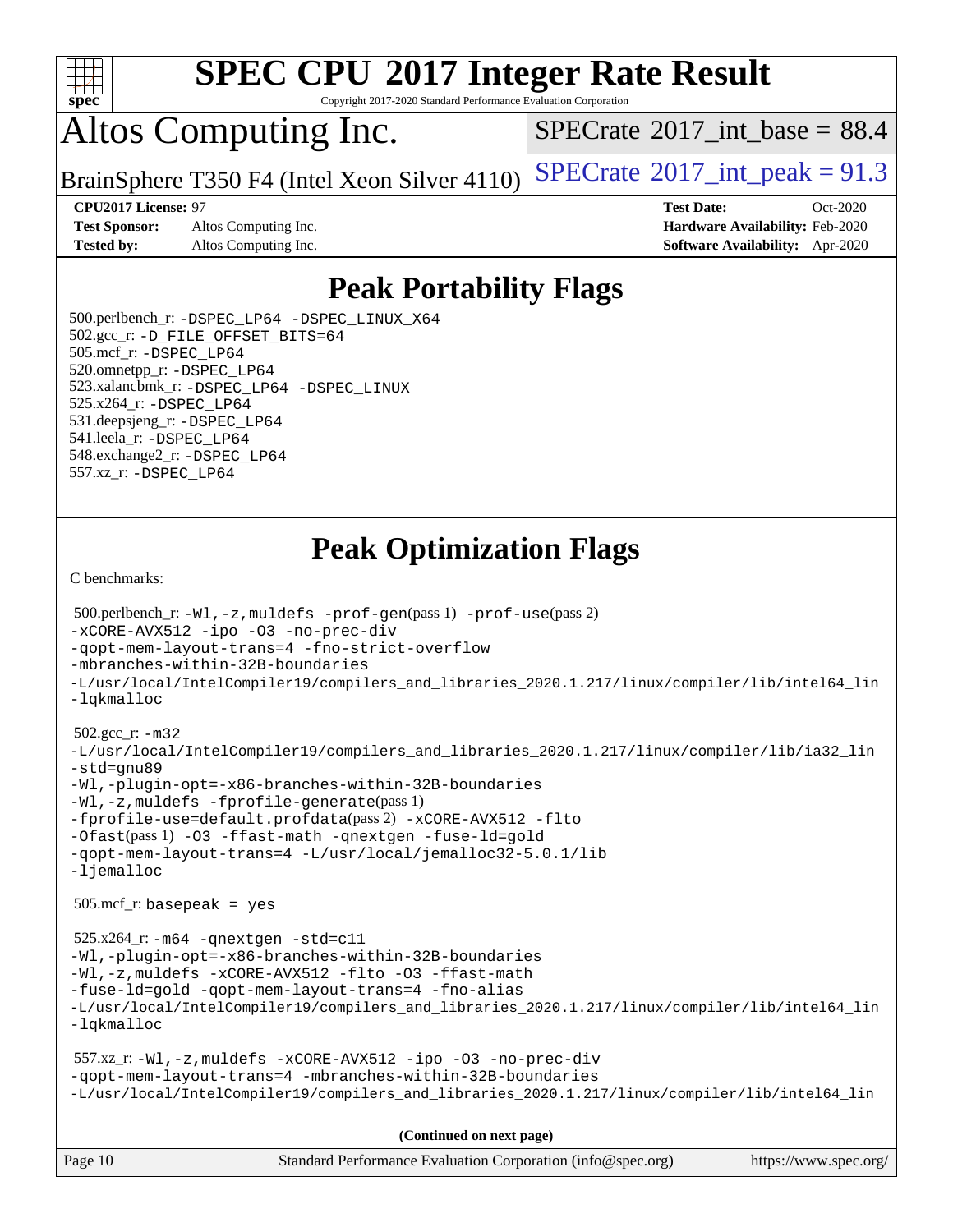# SPEC CPU 2017 Integer Rate Result

Copyright 2017-2020 Standard Performance Evaluation Corporation

# Altos Computing Inc.

BrainSphere T350 F4 (Intel Xeon Silver 4110)

SPECrate 2017_int_base = 88.4

SPECrate 2017_int_peak = 91.3

**CPU2017 License:** 97
**Test Sponsor:** Altos Computing Inc.
**Tested by:** Altos Computing Inc.

**Test Date:** Oct-2020
**Hardware Availability:** Feb-2020
**Software Availability:** Apr-2020

## Peak Portability Flags

500.perlbench_r: -DSPEC_LP64 -DSPEC_LINUX_X64
502.gcc_r: -D_FILE_OFFSET_BITS=64
505.mcf_r: -DSPEC_LP64
520.omnetpp_r: -DSPEC_LP64
523.xalancbmk_r: -DSPEC_LP64 -DSPEC_LINUX
525.x264_r: -DSPEC_LP64
531.deepsjeng_r: -DSPEC_LP64
541.leela_r: -DSPEC_LP64
548.exchange2_r: -DSPEC_LP64
557.xz_r: -DSPEC_LP64

## Peak Optimization Flags

C benchmarks:

500.perlbench_r: -Wl,-z,muldefs -prof-gen(pass 1) -prof-use(pass 2)
-xCORE-AVX512 -ipo -O3 -no-prec-div
-qopt-mem-layout-trans=4 -fno-strict-overflow
-mbranches-within-32B-boundaries
-L/usr/local/IntelCompiler19/compilers_and_libraries_2020.1.217/linux/compiler/lib/intel64_lin
-lqkmalloc

502.gcc_r: -m32
-L/usr/local/IntelCompiler19/compilers_and_libraries_2020.1.217/linux/compiler/lib/ia32_lin
-std=gnu89
-Wl,-plugin-opt=-x86-branches-within-32B-boundaries
-Wl,-z,muldefs -fprofile-generate(pass 1)
-fprofile-use=default.profdata(pass 2) -xCORE-AVX512 -flto
-Ofast(pass 1) -O3 -ffast-math -qnextgen -fuse-ld=gold
-qopt-mem-layout-trans=4 -L/usr/local/jemalloc32-5.0.1/lib
-ljemalloc

505.mcf_r: basepeak = yes

525.x264_r: -m64 -qnextgen -std=c11
-Wl,-plugin-opt=-x86-branches-within-32B-boundaries
-Wl,-z,muldefs -xCORE-AVX512 -flto -O3 -ffast-math
-fuse-ld=gold -qopt-mem-layout-trans=4 -fno-alias
-L/usr/local/IntelCompiler19/compilers_and_libraries_2020.1.217/linux/compiler/lib/intel64_lin
-lqkmalloc

557.xz_r: -Wl,-z,muldefs -xCORE-AVX512 -ipo -O3 -no-prec-div
-qopt-mem-layout-trans=4 -mbranches-within-32B-boundaries
-L/usr/local/IntelCompiler19/compilers_and_libraries_2020.1.217/linux/compiler/lib/intel64_lin

**(Continued on next page)**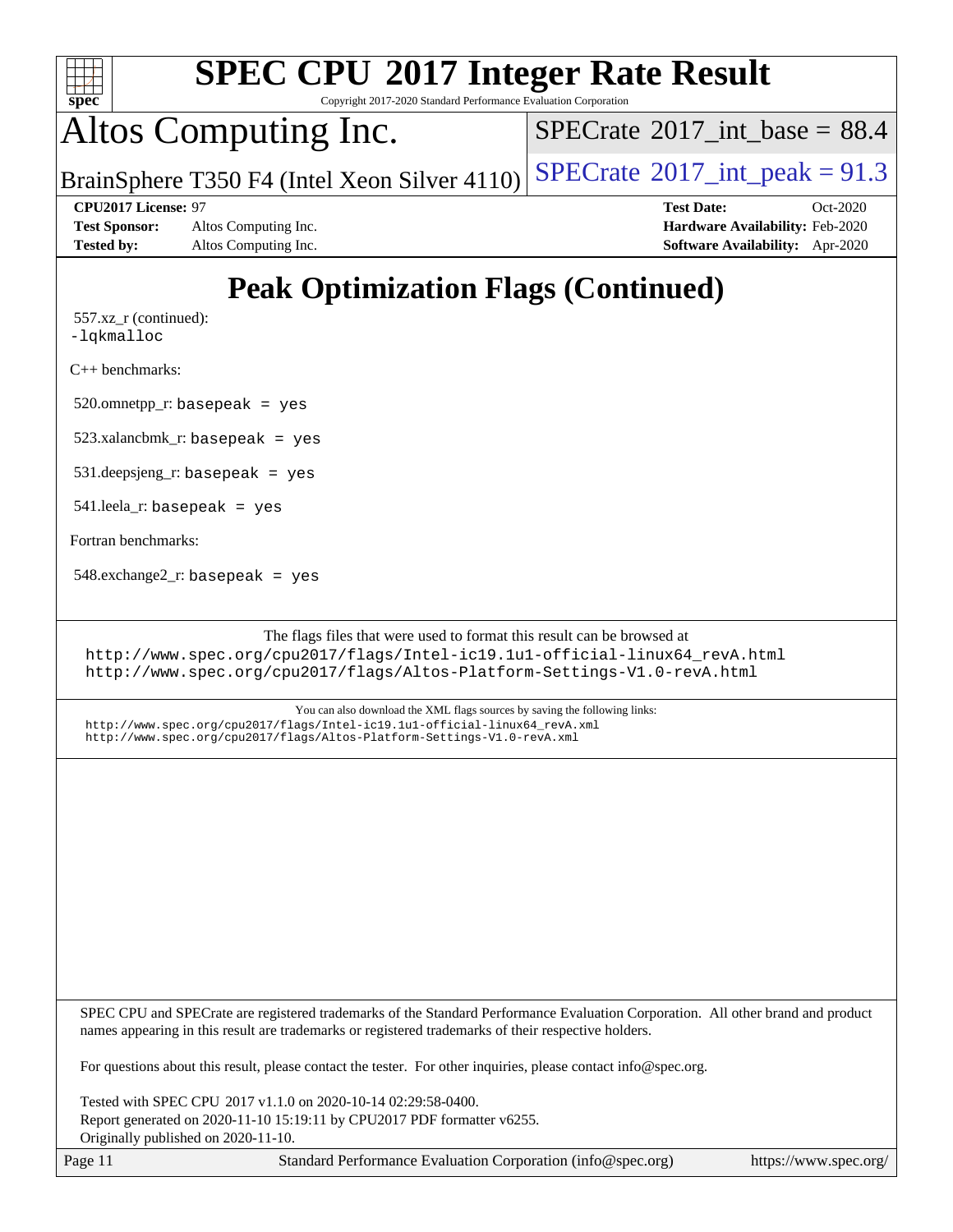# Peak Optimization Flags (Continued)

557.xz_r (continued):
-lqkmalloc

C++ benchmarks:

520.omnetpp_r: basepeak = yes

523.xalancbmk_r: basepeak = yes

531.deepsjeng_r: basepeak = yes

541.leela_r: basepeak = yes

Fortran benchmarks:

548.exchange2_r: basepeak = yes

The flags files that were used to format this result can be browsed at
http://www.spec.org/cpu2017/flags/Intel-ic19.1u1-official-linux64_revA.html
http://www.spec.org/cpu2017/flags/Altos-Platform-Settings-V1.0-revA.html

You can also download the XML flags sources by saving the following links:
http://www.spec.org/cpu2017/flags/Intel-ic19.1u1-official-linux64_revA.xml
http://www.spec.org/cpu2017/flags/Altos-Platform-Settings-V1.0-revA.xml

SPEC CPU and SPECrate are registered trademarks of the Standard Performance Evaluation Corporation. All other brand and product names appearing in this result are trademarks or registered trademarks of their respective holders.

For questions about this result, please contact the tester. For other inquiries, please contact info@spec.org.

Tested with SPEC CPU 2017 v1.1.0 on 2020-10-14 02:29:58-0400.
Report generated on 2020-11-10 15:19:11 by CPU2017 PDF formatter v6255.
Originally published on 2020-11-10.